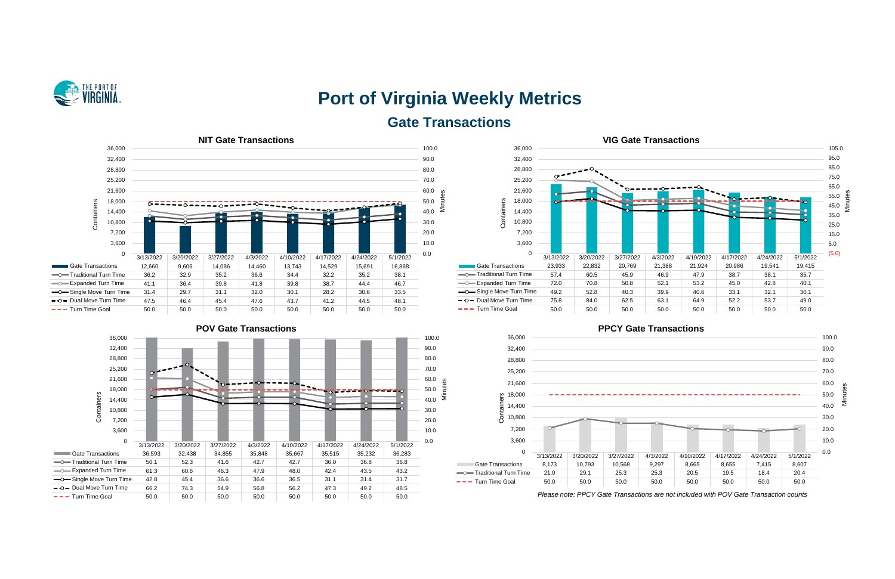# Port of Virginia Weekly Metrics

## Gate Transactions

### NIT Gate Transactions

| | 3/13/2022 | 3/20/2022 | 3/27/2022 | 4/3/2022 | 4/10/2022 | 4/17/2022 | 4/24/2022 | 5/1/2022 |
|---|---|---|---|---|---|---|---|---|
| Gate Transactions | 12,660 | 9,606 | 14,086 | 14,460 | 13,743 | 14,529 | 15,691 | 16,868 |
| Traditional Turn Time | 36.2 | 32.9 | 35.2 | 36.6 | 34.4 | 32.2 | 35.2 | 38.1 |
| Expanded Turn Time | 41.1 | 36.4 | 39.8 | 41.8 | 39.8 | 38.7 | 44.4 | 46.7 |
| Single Move Turn Time | 31.4 | 29.7 | 31.1 | 32.0 | 30.1 | 28.2 | 30.6 | 33.5 |
| Dual Move Turn Time | 47.5 | 46.4 | 45.4 | 47.6 | 43.7 | 41.2 | 44.5 | 48.1 |
| Turn Time Goal | 50.0 | 50.0 | 50.0 | 50.0 | 50.0 | 50.0 | 50.0 | 50.0 |

### VIG Gate Transactions

| | 3/13/2022 | 3/20/2022 | 3/27/2022 | 4/3/2022 | 4/10/2022 | 4/17/2022 | 4/24/2022 | 5/1/2022 |
|---|---|---|---|---|---|---|---|---|
| Gate Transactions | 23,933 | 22,832 | 20,769 | 21,388 | 21,924 | 20,986 | 19,541 | 19,415 |
| Traditional Turn Time | 57.4 | 60.5 | 45.9 | 46.9 | 47.9 | 38.7 | 38.1 | 35.7 |
| Expanded Turn Time | 72.0 | 70.8 | 50.8 | 52.1 | 53.2 | 45.0 | 42.8 | 40.1 |
| Single Move Turn Time | 49.2 | 52.8 | 40.3 | 39.9 | 40.6 | 33.1 | 32.1 | 30.1 |
| Dual Move Turn Time | 75.8 | 84.0 | 62.5 | 63.1 | 64.9 | 52.2 | 53.7 | 49.0 |
| Turn Time Goal | 50.0 | 50.0 | 50.0 | 50.0 | 50.0 | 50.0 | 50.0 | 50.0 |

### POV Gate Transactions

| | 3/13/2022 | 3/20/2022 | 3/27/2022 | 4/3/2022 | 4/10/2022 | 4/17/2022 | 4/24/2022 | 5/1/2022 |
|---|---|---|---|---|---|---|---|---|
| Gate Transactions | 36,593 | 32,438 | 34,855 | 35,848 | 35,667 | 35,515 | 35,232 | 36,283 |
| Traditional Turn Time | 50.1 | 52.3 | 41.6 | 42.7 | 42.7 | 36.0 | 36.8 | 36.8 |
| Expanded Turn Time | 61.3 | 60.6 | 46.3 | 47.9 | 48.0 | 42.4 | 43.5 | 43.2 |
| Single Move Turn Time | 42.8 | 45.4 | 36.6 | 36.6 | 36.5 | 31.1 | 31.4 | 31.7 |
| Dual Move Turn Time | 66.2 | 74.3 | 54.9 | 56.8 | 56.2 | 47.3 | 49.2 | 48.5 |
| Turn Time Goal | 50.0 | 50.0 | 50.0 | 50.0 | 50.0 | 50.0 | 50.0 | 50.0 |

### PPCY Gate Transactions

| | 3/13/2022 | 3/20/2022 | 3/27/2022 | 4/3/2022 | 4/10/2022 | 4/17/2022 | 4/24/2022 | 5/1/2022 |
|---|---|---|---|---|---|---|---|---|
| Gate Transactions | 8,173 | 10,793 | 10,568 | 9,297 | 8,665 | 8,655 | 7,415 | 8,607 |
| Traditional Turn Time | 21.0 | 29.1 | 25.3 | 25.3 | 20.5 | 19.5 | 18.4 | 20.4 |
| Turn Time Goal | 50.0 | 50.0 | 50.0 | 50.0 | 50.0 | 50.0 | 50.0 | 50.0 |

*Please note: PPCY Gate Transactions are not included with POV Gate Transaction counts*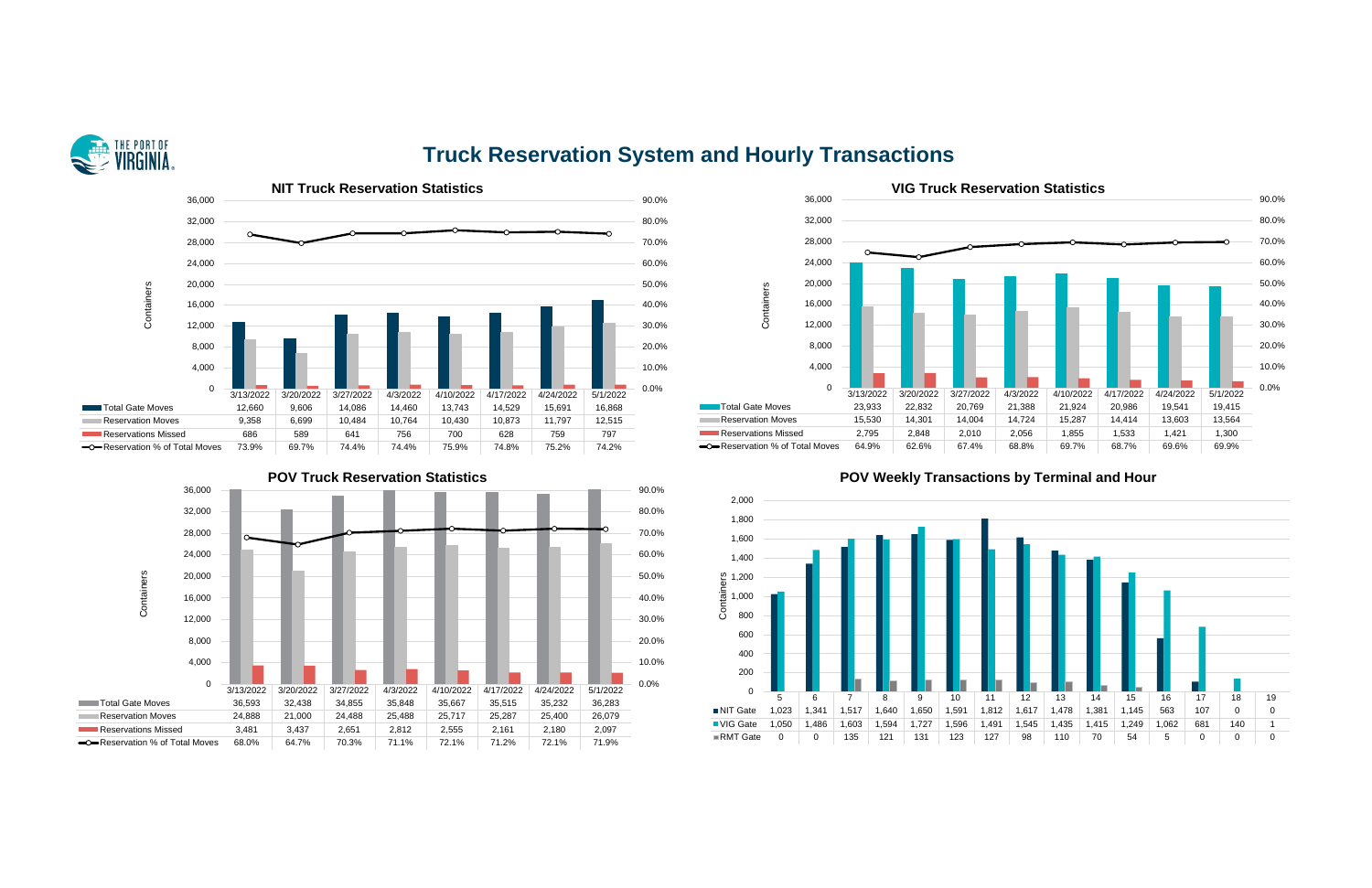# Truck Reservation System and Hourly Transactions

## NIT Truck Reservation Statistics

| | 3/13/2022 | 3/20/2022 | 3/27/2022 | 4/3/2022 | 4/10/2022 | 4/17/2022 | 4/24/2022 | 5/1/2022 |
|---|---|---|---|---|---|---|---|---|
| Total Gate Moves | 12,660 | 9,606 | 14,086 | 14,460 | 13,743 | 14,529 | 15,691 | 16,868 |
| Reservation Moves | 9,358 | 6,699 | 10,484 | 10,764 | 10,430 | 10,873 | 11,797 | 12,515 |
| Reservations Missed | 686 | 589 | 641 | 756 | 700 | 628 | 759 | 797 |
| Reservation % of Total Moves | 73.9% | 69.7% | 74.4% | 74.4% | 75.9% | 74.8% | 75.2% | 74.2% |

## VIG Truck Reservation Statistics

| | 3/13/2022 | 3/20/2022 | 3/27/2022 | 4/3/2022 | 4/10/2022 | 4/17/2022 | 4/24/2022 | 5/1/2022 |
|---|---|---|---|---|---|---|---|---|
| Total Gate Moves | 23,933 | 22,832 | 20,769 | 21,388 | 21,924 | 20,986 | 19,541 | 19,415 |
| Reservation Moves | 15,530 | 14,301 | 14,004 | 14,724 | 15,287 | 14,414 | 13,603 | 13,564 |
| Reservations Missed | 2,795 | 2,848 | 2,010 | 2,056 | 1,855 | 1,533 | 1,421 | 1,300 |
| Reservation % of Total Moves | 64.9% | 62.6% | 67.4% | 68.8% | 69.7% | 68.7% | 69.6% | 69.9% |

## POV Truck Reservation Statistics

| | 3/13/2022 | 3/20/2022 | 3/27/2022 | 4/3/2022 | 4/10/2022 | 4/17/2022 | 4/24/2022 | 5/1/2022 |
|---|---|---|---|---|---|---|---|---|
| Total Gate Moves | 36,593 | 32,438 | 34,855 | 35,848 | 35,667 | 35,515 | 35,232 | 36,283 |
| Reservation Moves | 24,888 | 21,000 | 24,488 | 25,488 | 25,717 | 25,287 | 25,400 | 26,079 |
| Reservations Missed | 3,481 | 3,437 | 2,651 | 2,812 | 2,555 | 2,161 | 2,180 | 2,097 |
| Reservation % of Total Moves | 68.0% | 64.7% | 70.3% | 71.1% | 72.1% | 71.2% | 72.1% | 71.9% |

## POV Weekly Transactions by Terminal and Hour

| | 5 | 6 | 7 | 8 | 9 | 10 | 11 | 12 | 13 | 14 | 15 | 16 | 17 | 18 | 19 |
|---|---|---|---|---|---|---|---|---|---|---|---|---|---|---|---|
| NIT Gate | 1,023 | 1,341 | 1,517 | 1,640 | 1,650 | 1,591 | 1,812 | 1,617 | 1,478 | 1,381 | 1,145 | 563 | 107 | 0 | 0 |
| VIG Gate | 1,050 | 1,486 | 1,603 | 1,594 | 1,727 | 1,596 | 1,491 | 1,545 | 1,435 | 1,415 | 1,249 | 1,062 | 681 | 140 | 1 |
| RMT Gate | 0 | 0 | 135 | 121 | 131 | 123 | 127 | 98 | 110 | 70 | 54 | 5 | 0 | 0 | 0 |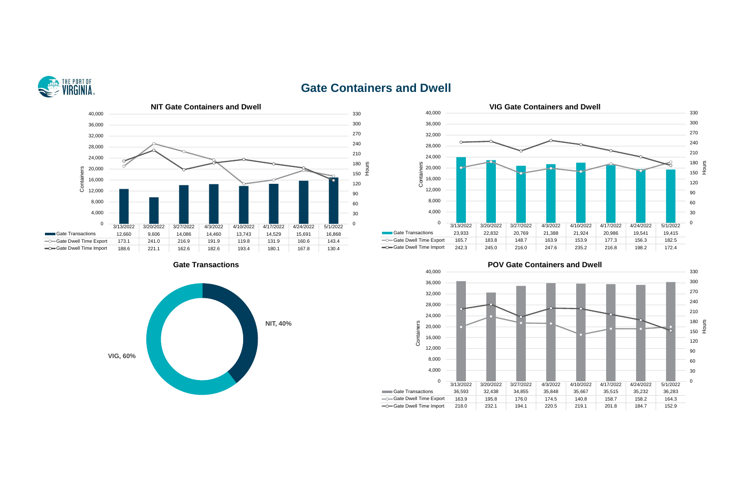# Gate Containers and Dwell

## NIT Gate Containers and Dwell

| | 3/13/2022 | 3/20/2022 | 3/27/2022 | 4/3/2022 | 4/10/2022 | 4/17/2022 | 4/24/2022 | 5/1/2022 |
|---|---|---|---|---|---|---|---|---|
| Gate Transactions | 12,660 | 9,606 | 14,086 | 14,460 | 13,743 | 14,529 | 15,691 | 16,868 |
| Gate Dwell Time Export | 173.1 | 241.0 | 216.9 | 191.9 | 119.8 | 131.9 | 160.6 | 143.4 |
| Gate Dwell Time Import | 188.6 | 221.1 | 162.6 | 182.6 | 193.4 | 180.1 | 167.8 | 130.4 |

## VIG Gate Containers and Dwell

| | 3/13/2022 | 3/20/2022 | 3/27/2022 | 4/3/2022 | 4/10/2022 | 4/17/2022 | 4/24/2022 | 5/1/2022 |
|---|---|---|---|---|---|---|---|---|
| Gate Transactions | 23,933 | 22,832 | 20,769 | 21,388 | 21,924 | 20,986 | 19,541 | 19,415 |
| Gate Dwell Time Export | 165.7 | 183.8 | 148.7 | 163.9 | 153.9 | 177.3 | 156.3 | 182.5 |
| Gate Dwell Time Import | 242.3 | 245.0 | 216.0 | 247.6 | 235.2 | 216.8 | 198.2 | 172.4 |

## Gate Transactions

| Terminal | Share |
|---|---|
| NIT | 40% |
| VIG | 60% |

## POV Gate Containers and Dwell

| | 3/13/2022 | 3/20/2022 | 3/27/2022 | 4/3/2022 | 4/10/2022 | 4/17/2022 | 4/24/2022 | 5/1/2022 |
|---|---|---|---|---|---|---|---|---|
| Gate Transactions | 36,593 | 32,438 | 34,855 | 35,848 | 35,667 | 35,515 | 35,232 | 36,283 |
| Gate Dwell Time Export | 163.9 | 195.8 | 176.0 | 174.5 | 140.8 | 158.7 | 158.2 | 164.3 |
| Gate Dwell Time Import | 218.0 | 232.1 | 194.1 | 220.5 | 219.1 | 201.8 | 184.7 | 152.9 |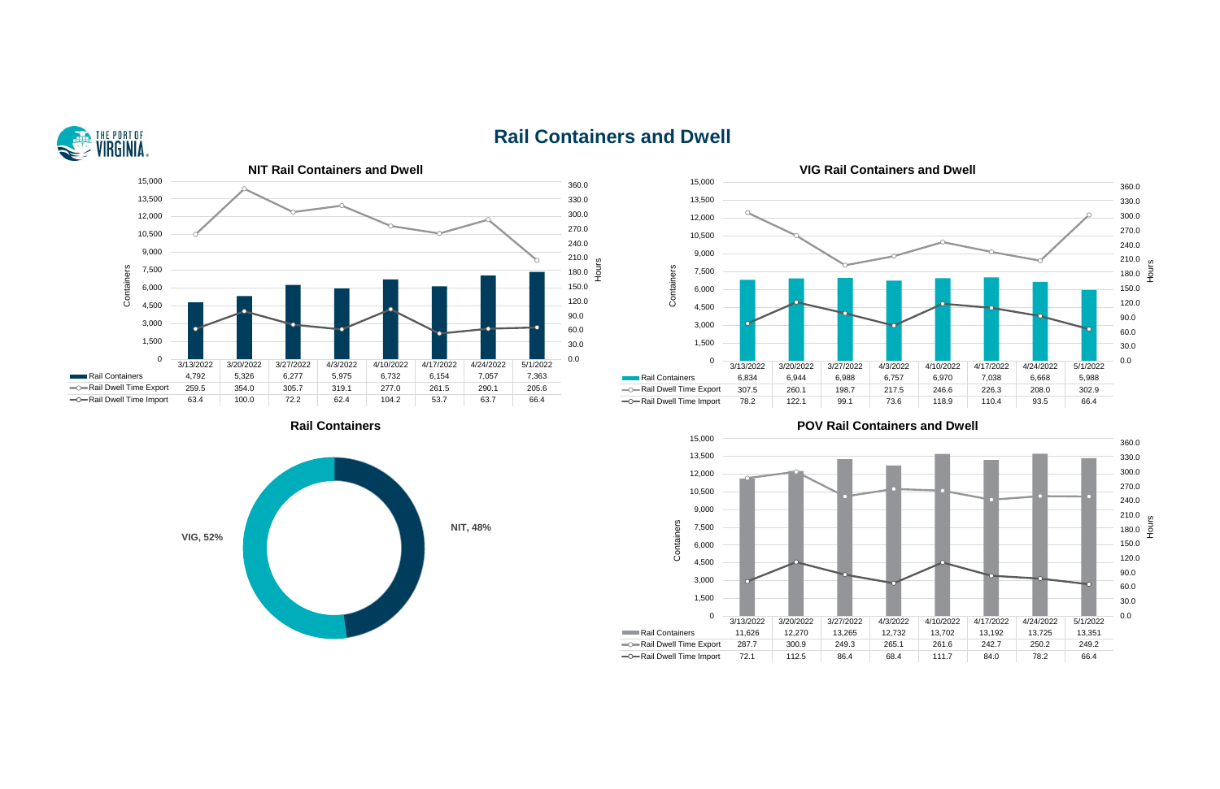THE PORT OF VIRGINIA

# Rail Containers and Dwell

## NIT Rail Containers and Dwell

Containers

15,000
13,500
12,000
10,500
9,000
7,500
6,000
4,500
3,000
1,500
0

Hours

360.0
330.0
300.0
270.0
240.0
210.0
180.0
150.0
120.0
90.0
60.0
30.0
0.0

| | 3/13/2022 | 3/20/2022 | 3/27/2022 | 4/3/2022 | 4/10/2022 | 4/17/2022 | 4/24/2022 | 5/1/2022 |
|---|---|---|---|---|---|---|---|---|
| Rail Containers | 4,792 | 5,326 | 6,277 | 5,975 | 6,732 | 6,154 | 7,057 | 7,363 |
| Rail Dwell Time Export | 259.5 | 354.0 | 305.7 | 319.1 | 277.0 | 261.5 | 290.1 | 205.6 |
| Rail Dwell Time Import | 63.4 | 100.0 | 72.2 | 62.4 | 104.2 | 53.7 | 63.7 | 66.4 |

## VIG Rail Containers and Dwell

Containers

15,000
13,500
12,000
10,500
9,000
7,500
6,000
4,500
3,000
1,500
0

Hours

360.0
330.0
300.0
270.0
240.0
210.0
180.0
150.0
120.0
90.0
60.0
30.0
0.0

| | 3/13/2022 | 3/20/2022 | 3/27/2022 | 4/3/2022 | 4/10/2022 | 4/17/2022 | 4/24/2022 | 5/1/2022 |
|---|---|---|---|---|---|---|---|---|
| Rail Containers | 6,834 | 6,944 | 6,988 | 6,757 | 6,970 | 7,038 | 6,668 | 5,988 |
| Rail Dwell Time Export | 307.5 | 260.1 | 198.7 | 217.5 | 246.6 | 226.3 | 208.0 | 302.9 |
| Rail Dwell Time Import | 78.2 | 122.1 | 99.1 | 73.6 | 118.9 | 110.4 | 93.5 | 66.4 |

## Rail Containers

VIG, 52%

NIT, 48%

## POV Rail Containers and Dwell

Containers

15,000
13,500
12,000
10,500
9,000
7,500
6,000
4,500
3,000
1,500
0

Hours

360.0
330.0
300.0
270.0
240.0
210.0
180.0
150.0
120.0
90.0
60.0
30.0
0.0

| | 3/13/2022 | 3/20/2022 | 3/27/2022 | 4/3/2022 | 4/10/2022 | 4/17/2022 | 4/24/2022 | 5/1/2022 |
|---|---|---|---|---|---|---|---|---|
| Rail Containers | 11,626 | 12,270 | 13,265 | 12,732 | 13,702 | 13,192 | 13,725 | 13,351 |
| Rail Dwell Time Export | 287.7 | 300.9 | 249.3 | 265.1 | 261.6 | 242.7 | 250.2 | 249.2 |
| Rail Dwell Time Import | 72.1 | 112.5 | 86.4 | 68.4 | 111.7 | 84.0 | 78.2 | 66.4 |